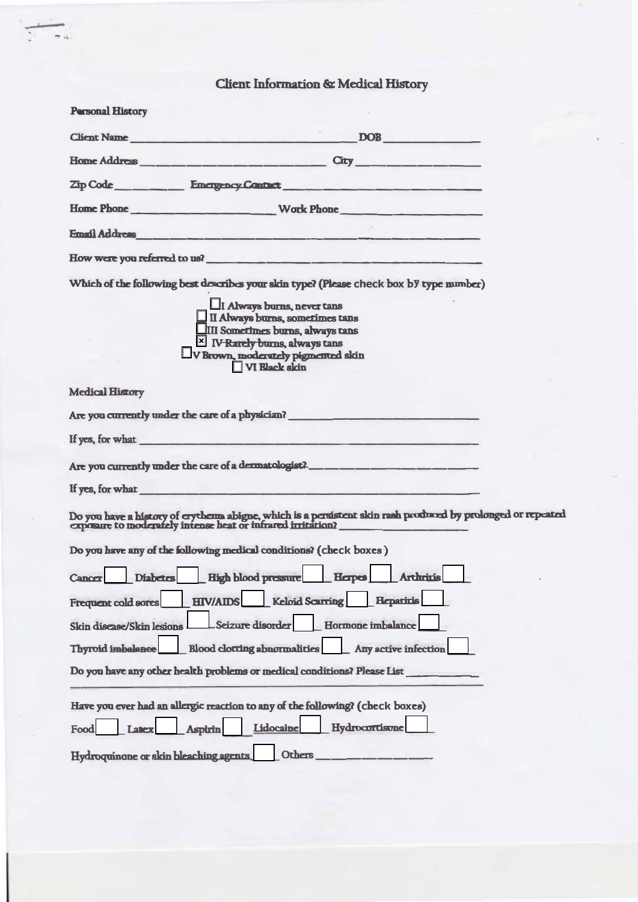# Client Information & Medical History

**Personal History**

Client Name ______________________________ DOB ______________

Home Address __________________________ City ________________

Zip Code __________ Emergency Contact ___________________________

Home Phone ____________________ Work Phone ____________________

Email Address ______________________________________________

How were you referred to us? ____________________________________

Which of the following best describes your skin type? (Please check box by type number)

- ☐ I Always burns, never tans
- ☐ II Always burns, sometimes tans
- ☐ III Sometimes burns, always tans
- ☒ IV ~~Rarely burns~~, always tans
- ☐ V Brown, moderately pigmented skin
- ☐ VI Black skin

**Medical History**

Are you currently under the care of a physician? ______________________

If yes, for what ______________________________________________

Are you currently under the care of a dermatologist? ____________________

If yes, for what ______________________________________________

Do you have a history of erythema abigne, which is a persistent skin rash produced by prolonged or repeated exposure to moderately intense heat or infrared irritation? ________________

Do you have any of the following medical conditions? (check boxes)

Cancer ☐ Diabetes ☐ High blood pressure ☐ Herpes ☐ Arthritis ☐

Frequent cold sores ☐ HIV/AIDS ☐ Keloid Scarring ☐ Hepatitis ☐

Skin disease/Skin lesions ☐ Seizure disorder ☐ Hormone imbalance ☐

Thyroid imbalance ☐ Blood clotting abnormalities ☐ Any active infection ☐

Do you have any other health problems or medical conditions? Please List ____________

______________________________________________________________

Have you ever had an allergic reaction to any of the following? (check boxes)

Food ☐ Latex ☐ Aspirin ☐ Lidocaine ☐ Hydrocortisone ☐

Hydroquinone or skin bleaching agents ☐ Others ________________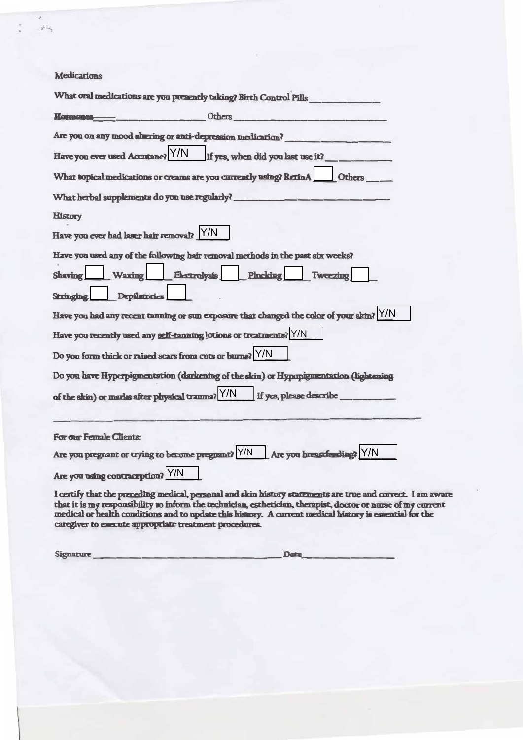## Medications

What oral medications are you presently taking? Birth Control Pills ____________

Hormones____ ______________ Others ____________________________

Are you on any mood altering or anti-depression medication? ____________________

Have you ever used Accutane? Y/N If yes, when did you last use it? ____________

What topical medications or creams are you currently using? RetinA ____ Others ____

What herbal supplements do you use regularly? ______________________________

## History

Have you ever had laser hair removal? Y/N

Have you used any of the following hair removal methods in the past six weeks?

Shaving ____ Waxing ____ Electrolysis ____ Plucking ____ Tweezing ____

Stringing ____ Depilatories ____

Have you had any recent tanning or sun exposure that changed the color of your skin? Y/N

Have you recently used any self-tanning lotions or treatments? Y/N

Do you form thick or raised scars from cuts or burns? Y/N

Do you have Hyperpigmentation (darkening of the skin) or Hypopigmentation (lightening of the skin) or marks after physical trauma? Y/N If yes, please describe __________

______________________________________________________________

## For our Female Clients:

Are you pregnant or trying to become pregnant? Y/N Are you breastfeeding? Y/N

Are you using contraception? Y/N

I certify that the preceding medical, personal and skin history statements are true and correct. I am aware that it is my responsibility to inform the technician, esthetician, therapist, doctor or nurse of my current medical or health conditions and to update this history. A current medical history is essential for the caregiver to execute appropriate treatment procedures.

Signature ______________________________ Date ________________